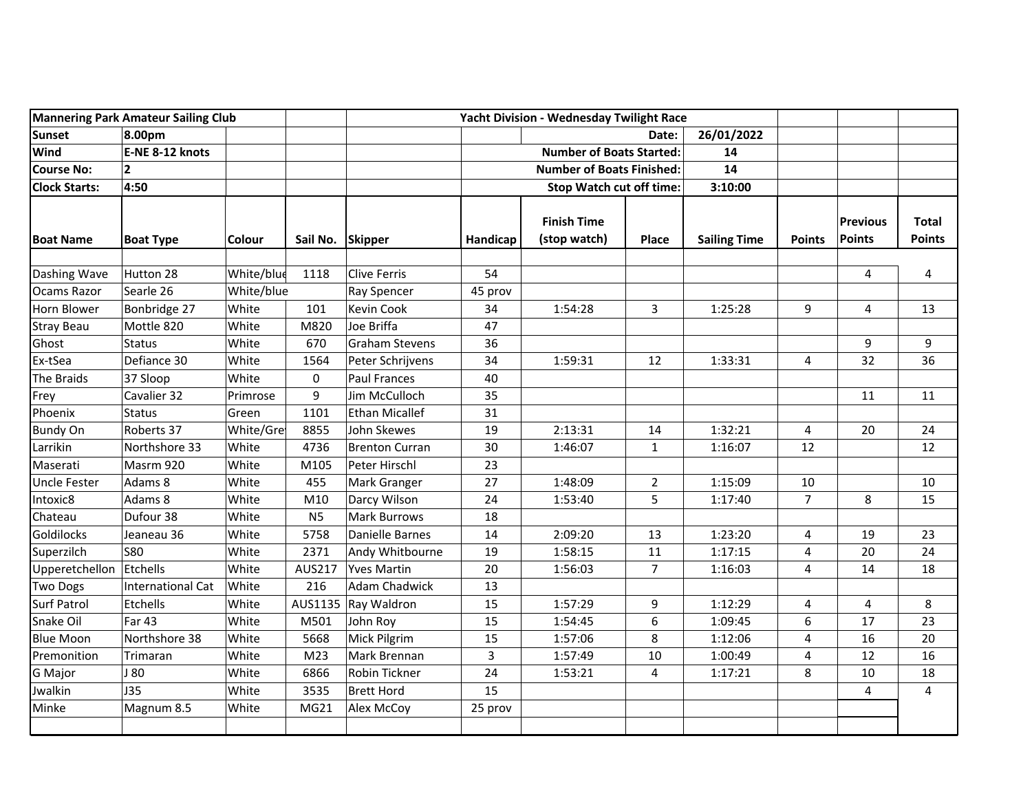| Mannering Park Amateur Sailing Club | | | | Yacht Division - Wednesday Twilight Race | | | | | | | |
|---|---|---|---|---|---|---|---|---|---|---|---|
| Sunset | 8.00pm | | | | | | Date: | 26/01/2022 | | | |
| Wind | E-NE 8-12 knots | | | | | Number of Boats Started: | | 14 | | | |
| Course No: | 2 | | | | | Number of Boats Finished: | | 14 | | | |
| Clock Starts: | 4:50 | | | | | Stop Watch cut off time: | | 3:10:00 | | | |
| **Boat Name** | **Boat Type** | **Colour** | **Sail No.** | **Skipper** | **Handicap** | **Finish Time (stop watch)** | **Place** | **Sailing Time** | **Points** | **Previous Points** | **Total Points** |
| Dashing Wave | Hutton 28 | White/blue | 1118 | Clive Ferris | 54 | | | | | 4 | 4 |
| Ocams Razor | Searle 26 | White/blue | | Ray Spencer | 45 prov | | | | | | |
| Horn Blower | Bonbridge 27 | White | 101 | Kevin Cook | 34 | 1:54:28 | 3 | 1:25:28 | 9 | 4 | 13 |
| Stray Beau | Mottle 820 | White | M820 | Joe Briffa | 47 | | | | | | |
| Ghost | Status | White | 670 | Graham Stevens | 36 | | | | | 9 | 9 |
| Ex-tSea | Defiance 30 | White | 1564 | Peter Schrijvens | 34 | 1:59:31 | 12 | 1:33:31 | 4 | 32 | 36 |
| The Braids | 37 Sloop | White | 0 | Paul Frances | 40 | | | | | | |
| Frey | Cavalier 32 | Primrose | 9 | Jim McCulloch | 35 | | | | | 11 | 11 |
| Phoenix | Status | Green | 1101 | Ethan Micallef | 31 | | | | | | |
| Bundy On | Roberts 37 | White/Grey | 8855 | John Skewes | 19 | 2:13:31 | 14 | 1:32:21 | 4 | 20 | 24 |
| Larrikin | Northshore 33 | White | 4736 | Brenton Curran | 30 | 1:46:07 | 1 | 1:16:07 | 12 | | 12 |
| Maserati | Masrm 920 | White | M105 | Peter Hirschl | 23 | | | | | | |
| Uncle Fester | Adams 8 | White | 455 | Mark Granger | 27 | 1:48:09 | 2 | 1:15:09 | 10 | | 10 |
| Intoxic8 | Adams 8 | White | M10 | Darcy Wilson | 24 | 1:53:40 | 5 | 1:17:40 | 7 | 8 | 15 |
| Chateau | Dufour 38 | White | N5 | Mark Burrows | 18 | | | | | | |
| Goldilocks | Jeaneau 36 | White | 5758 | Danielle Barnes | 14 | 2:09:20 | 13 | 1:23:20 | 4 | 19 | 23 |
| Superzilch | S80 | White | 2371 | Andy Whitbourne | 19 | 1:58:15 | 11 | 1:17:15 | 4 | 20 | 24 |
| Upperetchellon | Etchells | White | AUS217 | Yves Martin | 20 | 1:56:03 | 7 | 1:16:03 | 4 | 14 | 18 |
| Two Dogs | International Cat | White | 216 | Adam Chadwick | 13 | | | | | | |
| Surf Patrol | Etchells | White | AUS1135 | Ray Waldron | 15 | 1:57:29 | 9 | 1:12:29 | 4 | 4 | 8 |
| Snake Oil | Far 43 | White | M501 | John Roy | 15 | 1:54:45 | 6 | 1:09:45 | 6 | 17 | 23 |
| Blue Moon | Northshore 38 | White | 5668 | Mick Pilgrim | 15 | 1:57:06 | 8 | 1:12:06 | 4 | 16 | 20 |
| Premonition | Trimaran | White | M23 | Mark Brennan | 3 | 1:57:49 | 10 | 1:00:49 | 4 | 12 | 16 |
| G Major | J 80 | White | 6866 | Robin Tickner | 24 | 1:53:21 | 4 | 1:17:21 | 8 | 10 | 18 |
| Jwalkin | J35 | White | 3535 | Brett Hord | 15 | | | | | 4 | 4 |
| Minke | Magnum 8.5 | White | MG21 | Alex McCoy | 25 prov | | | | | | |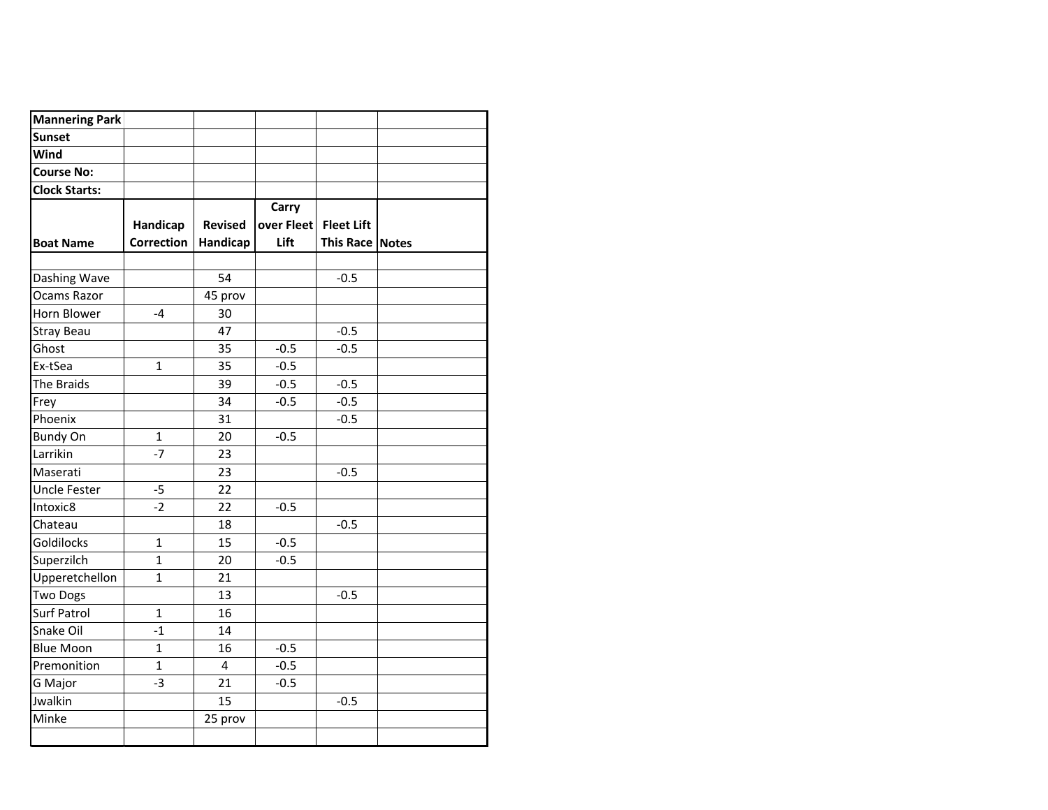| | | | | | |
|---|---|---|---|---|---|
| **Mannering Park** | | | | | |
| **Sunset** | | | | | |
| **Wind** | | | | | |
| **Course No:** | | | | | |
| **Clock Starts:** | | | | | |
| **Boat Name** | **Handicap Correction** | **Revised Handicap** | **Carry over Fleet Lift** | **Fleet Lift This Race** | **Notes** |
| | | | | | |
| Dashing Wave | | 54 | | -0.5 | |
| Ocams Razor | | 45 prov | | | |
| Horn Blower | -4 | 30 | | | |
| Stray Beau | | 47 | | -0.5 | |
| Ghost | | 35 | -0.5 | -0.5 | |
| Ex-tSea | 1 | 35 | -0.5 | | |
| The Braids | | 39 | -0.5 | -0.5 | |
| Frey | | 34 | -0.5 | -0.5 | |
| Phoenix | | 31 | | -0.5 | |
| Bundy On | 1 | 20 | -0.5 | | |
| Larrikin | -7 | 23 | | | |
| Maserati | | 23 | | -0.5 | |
| Uncle Fester | -5 | 22 | | | |
| Intoxic8 | -2 | 22 | -0.5 | | |
| Chateau | | 18 | | -0.5 | |
| Goldilocks | 1 | 15 | -0.5 | | |
| Superzilch | 1 | 20 | -0.5 | | |
| Upperetchellon | 1 | 21 | | | |
| Two Dogs | | 13 | | -0.5 | |
| Surf Patrol | 1 | 16 | | | |
| Snake Oil | -1 | 14 | | | |
| Blue Moon | 1 | 16 | -0.5 | | |
| Premonition | 1 | 4 | -0.5 | | |
| G Major | -3 | 21 | -0.5 | | |
| Jwalkin | | 15 | | -0.5 | |
| Minke | | 25 prov | | | |
| | | | | | |